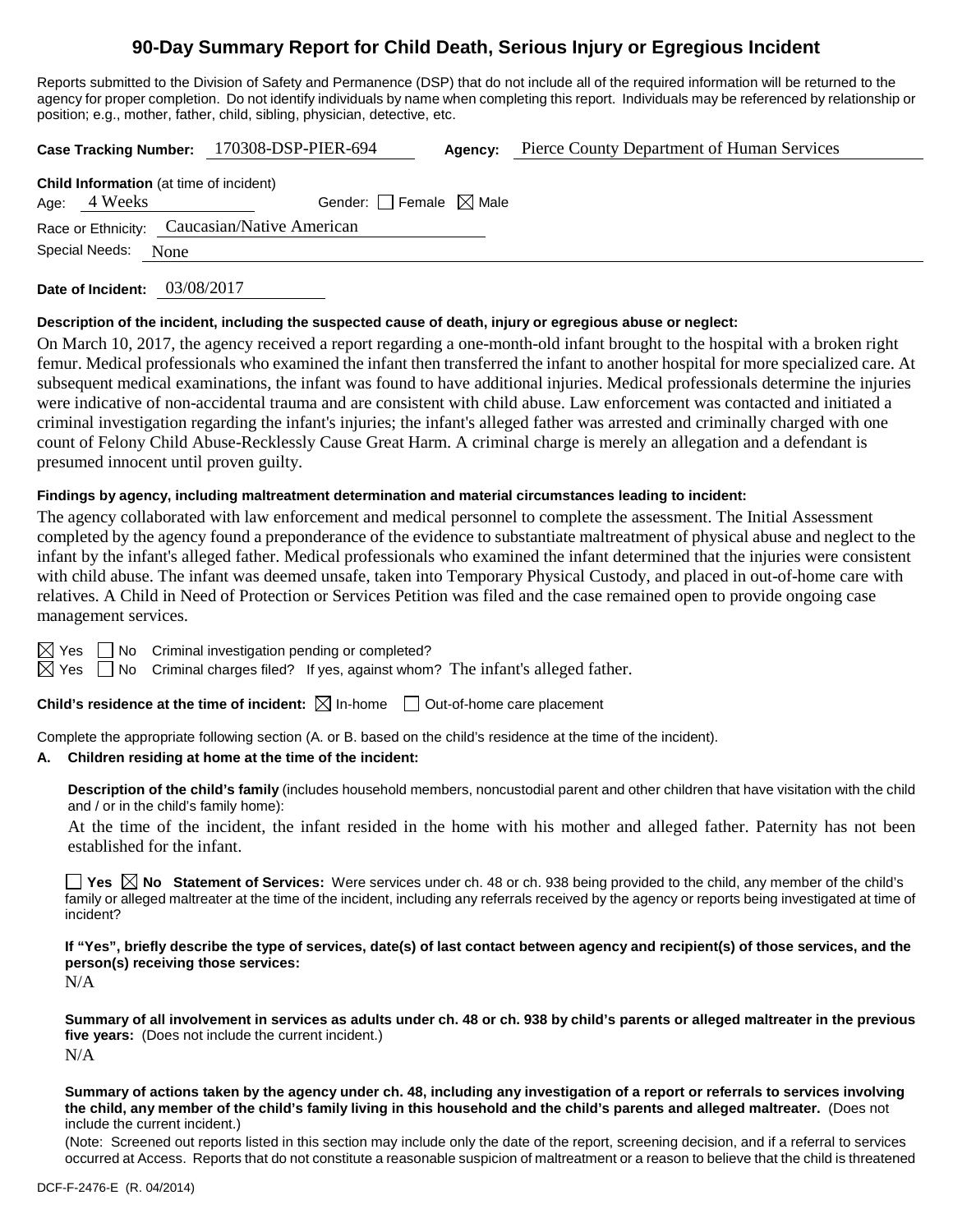# 90-Day Summary Report for Child Death, Serious Injury or Egregious Incident

Reports submitted to the Division of Safety and Permanence (DSP) that do not include all of the required information will be returned to the agency for proper completion. Do not identify individuals by name when completing this report. Individuals may be referenced by relationship or position; e.g., mother, father, child, sibling, physician, detective, etc.

**Case Tracking Number:** 170308-DSP-PIER-694 **Agency:** Pierce County Department of Human Services

**Child Information** (at time of incident)

Age: 4 Weeks Gender: ☐ Female ☒ Male

Race or Ethnicity: Caucasian/Native American

Special Needs: None

**Date of Incident:** 03/08/2017

**Description of the incident, including the suspected cause of death, injury or egregious abuse or neglect:**

On March 10, 2017, the agency received a report regarding a one-month-old infant brought to the hospital with a broken right femur. Medical professionals who examined the infant then transferred the infant to another hospital for more specialized care. At subsequent medical examinations, the infant was found to have additional injuries. Medical professionals determine the injuries were indicative of non-accidental trauma and are consistent with child abuse. Law enforcement was contacted and initiated a criminal investigation regarding the infant's injuries; the infant's alleged father was arrested and criminally charged with one count of Felony Child Abuse-Recklessly Cause Great Harm. A criminal charge is merely an allegation and a defendant is presumed innocent until proven guilty.

**Findings by agency, including maltreatment determination and material circumstances leading to incident:**

The agency collaborated with law enforcement and medical personnel to complete the assessment. The Initial Assessment completed by the agency found a preponderance of the evidence to substantiate maltreatment of physical abuse and neglect to the infant by the infant's alleged father. Medical professionals who examined the infant determined that the injuries were consistent with child abuse. The infant was deemed unsafe, taken into Temporary Physical Custody, and placed in out-of-home care with relatives. A Child in Need of Protection or Services Petition was filed and the case remained open to provide ongoing case management services.

☒ Yes ☐ No Criminal investigation pending or completed?

☒ Yes ☐ No Criminal charges filed? If yes, against whom? The infant's alleged father.

**Child's residence at the time of incident:** ☒ In-home ☐ Out-of-home care placement

Complete the appropriate following section (A. or B. based on the child's residence at the time of the incident).

**A. Children residing at home at the time of the incident:**

**Description of the child's family** (includes household members, noncustodial parent and other children that have visitation with the child and / or in the child's family home):

At the time of the incident, the infant resided in the home with his mother and alleged father. Paternity has not been established for the infant.

☐ **Yes** ☒ **No Statement of Services:** Were services under ch. 48 or ch. 938 being provided to the child, any member of the child's family or alleged maltreater at the time of the incident, including any referrals received by the agency or reports being investigated at time of incident?

**If "Yes", briefly describe the type of services, date(s) of last contact between agency and recipient(s) of those services, and the person(s) receiving those services:**

N/A

**Summary of all involvement in services as adults under ch. 48 or ch. 938 by child's parents or alleged maltreater in the previous five years:** (Does not include the current incident.)

N/A

**Summary of actions taken by the agency under ch. 48, including any investigation of a report or referrals to services involving the child, any member of the child's family living in this household and the child's parents and alleged maltreater.** (Does not include the current incident.)

(Note: Screened out reports listed in this section may include only the date of the report, screening decision, and if a referral to services occurred at Access. Reports that do not constitute a reasonable suspicion of maltreatment or a reason to believe that the child is threatened

DCF-F-2476-E (R. 04/2014)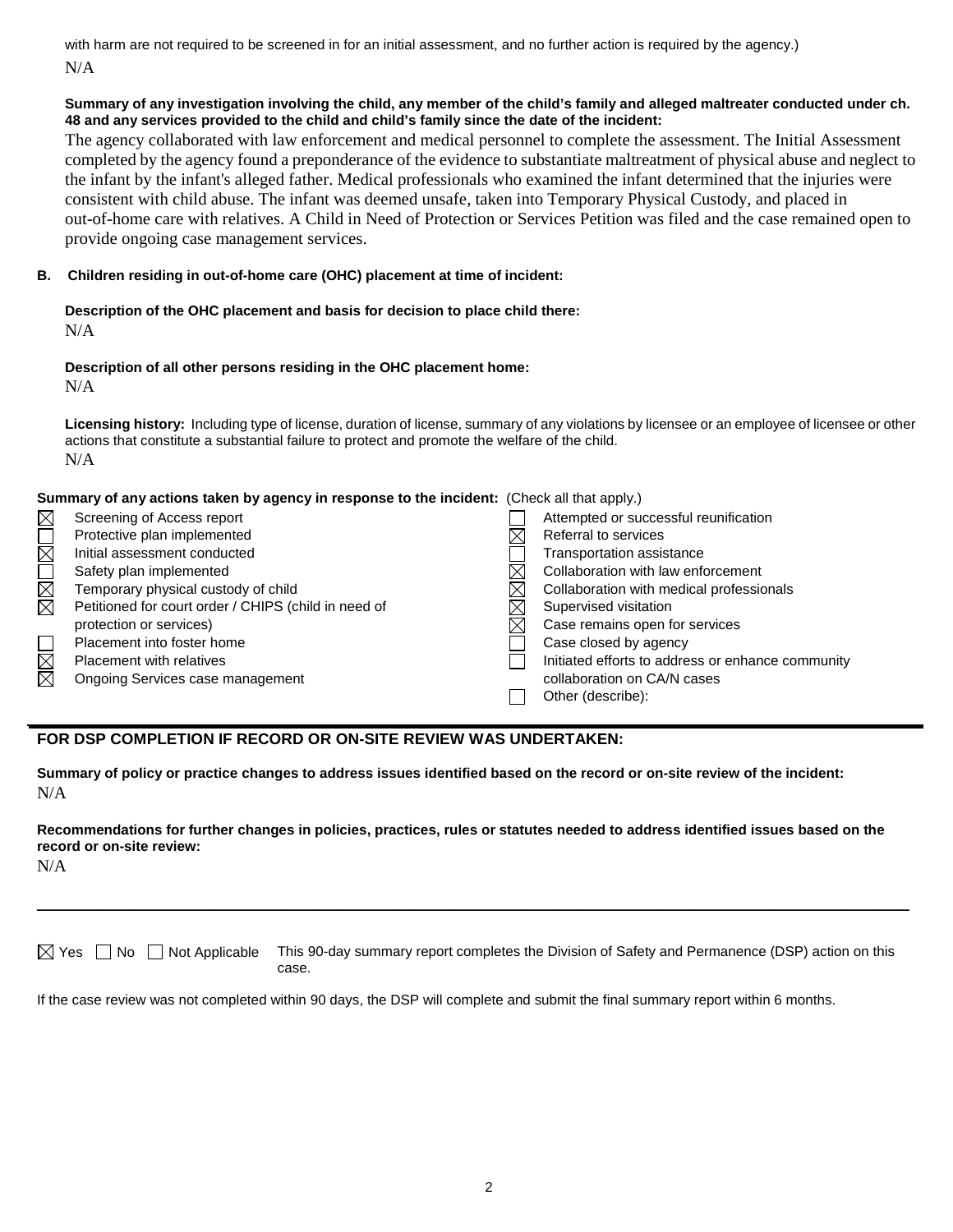with harm are not required to be screened in for an initial assessment, and no further action is required by the agency.)

N/A

**Summary of any investigation involving the child, any member of the child's family and alleged maltreater conducted under ch. 48 and any services provided to the child and child's family since the date of the incident:**

The agency collaborated with law enforcement and medical personnel to complete the assessment. The Initial Assessment completed by the agency found a preponderance of the evidence to substantiate maltreatment of physical abuse and neglect to the infant by the infant's alleged father. Medical professionals who examined the infant determined that the injuries were consistent with child abuse. The infant was deemed unsafe, taken into Temporary Physical Custody, and placed in out-of-home care with relatives. A Child in Need of Protection or Services Petition was filed and the case remained open to provide ongoing case management services.

**B. Children residing in out-of-home care (OHC) placement at time of incident:**

**Description of the OHC placement and basis for decision to place child there:**

N/A

**Description of all other persons residing in the OHC placement home:**

N/A

**Licensing history:** Including type of license, duration of license, summary of any violations by licensee or an employee of licensee or other actions that constitute a substantial failure to protect and promote the welfare of the child.

N/A

**Summary of any actions taken by agency in response to the incident:** (Check all that apply.)

- ☒ Screening of Access report
- ☐ Protective plan implemented
- ☒ Initial assessment conducted
- ☐ Safety plan implemented
- ☒ Temporary physical custody of child
- ☒ Petitioned for court order / CHIPS (child in need of protection or services)
- ☐ Placement into foster home
- ☒ Placement with relatives
- ☒ Ongoing Services case management
- ☐ Attempted or successful reunification
- ☒ Referral to services
- ☐ Transportation assistance
- ☒ Collaboration with law enforcement
- ☒ Collaboration with medical professionals
- ☒ Supervised visitation
- ☒ Case remains open for services
- ☐ Case closed by agency
- ☐ Initiated efforts to address or enhance community collaboration on CA/N cases
- ☐ Other (describe):

## FOR DSP COMPLETION IF RECORD OR ON-SITE REVIEW WAS UNDERTAKEN:

**Summary of policy or practice changes to address issues identified based on the record or on-site review of the incident:**

N/A

**Recommendations for further changes in policies, practices, rules or statutes needed to address identified issues based on the record or on-site review:**

N/A

---

☒ Yes ☐ No ☐ Not Applicable This 90-day summary report completes the Division of Safety and Permanence (DSP) action on this case.

If the case review was not completed within 90 days, the DSP will complete and submit the final summary report within 6 months.